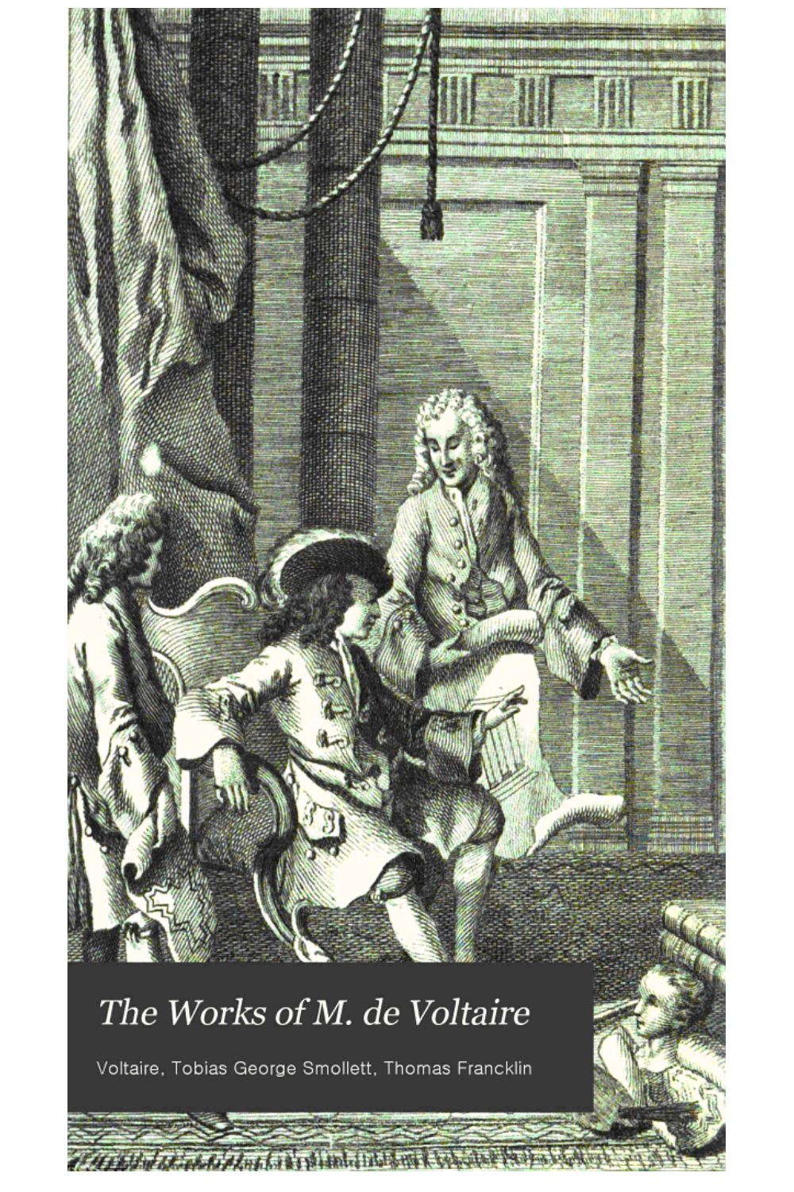# The Works of M. de Voltaire

Voltaire, Tobias George Smollett, Thomas Francklin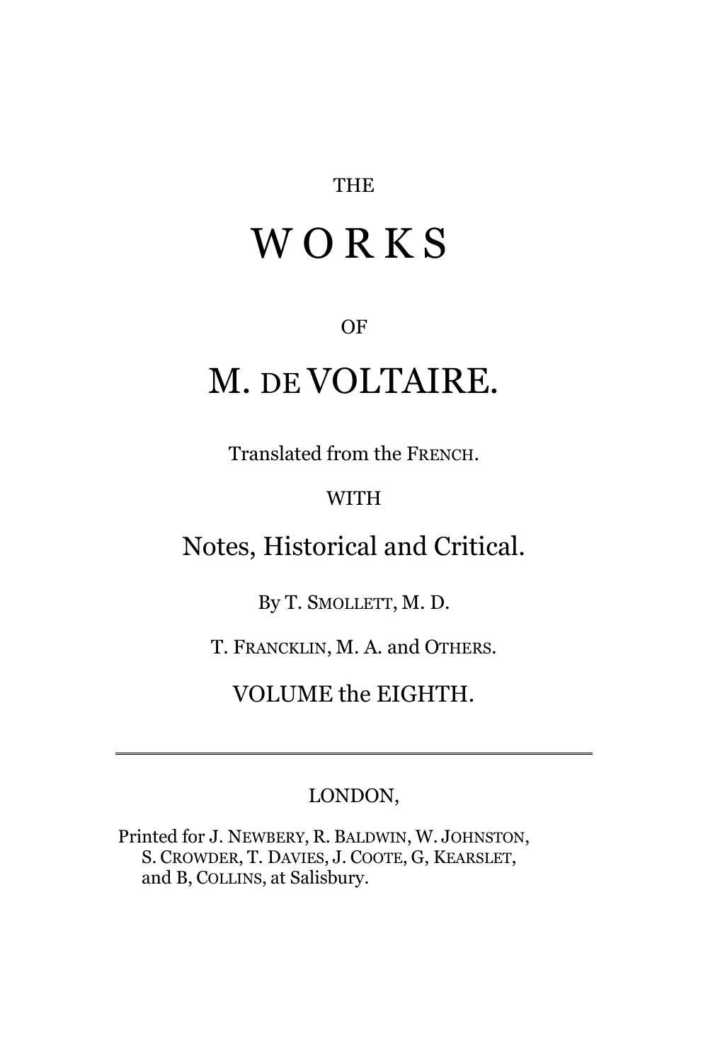THE

# WORKS

OF

# M. DE VOLTAIRE.

Translated from the FRENCH.

WITH

## Notes, Historical and Critical.

By T. SMOLLETT, M. D.

T. FRANCKLIN, M. A. and OTHERS.

VOLUME the EIGHTH.

---

LONDON,

Printed for J. NEWBERY, R. BALDWIN, W. JOHNSTON, S. CROWDER, T. DAVIES, J. COOTE, G, KEARSLET, and B, COLLINS, at Salisbury.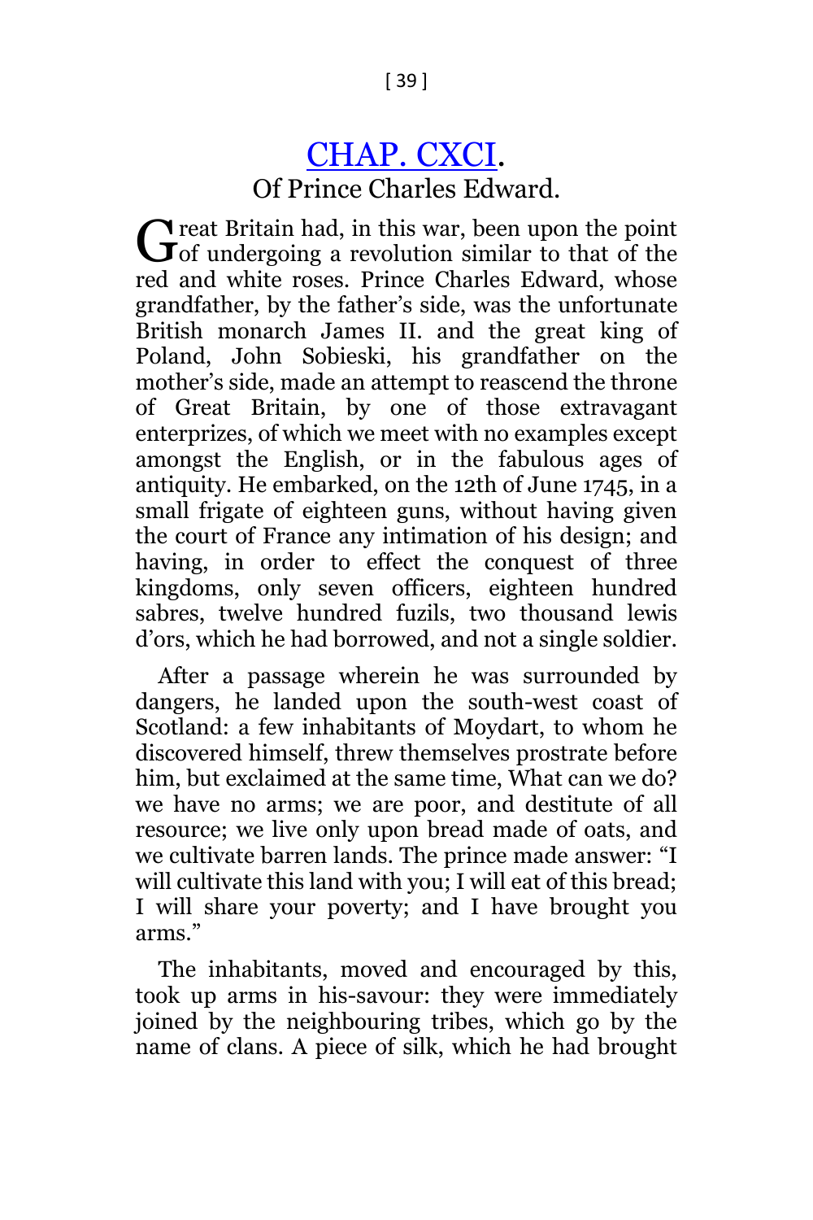## CHAP. CXCI.

### Of Prince Charles Edward.

Great Britain had, in this war, been upon the point of undergoing a revolution similar to that of the red and white roses. Prince Charles Edward, whose grandfather, by the father's side, was the unfortunate British monarch James II. and the great king of Poland, John Sobieski, his grandfather on the mother's side, made an attempt to reascend the throne of Great Britain, by one of those extravagant enterprizes, of which we meet with no examples except amongst the English, or in the fabulous ages of antiquity. He embarked, on the 12th of June 1745, in a small frigate of eighteen guns, without having given the court of France any intimation of his design; and having, in order to effect the conquest of three kingdoms, only seven officers, eighteen hundred sabres, twelve hundred fuzils, two thousand lewis d'ors, which he had borrowed, and not a single soldier.

After a passage wherein he was surrounded by dangers, he landed upon the south-west coast of Scotland: a few inhabitants of Moydart, to whom he discovered himself, threw themselves prostrate before him, but exclaimed at the same time, What can we do? we have no arms; we are poor, and destitute of all resource; we live only upon bread made of oats, and we cultivate barren lands. The prince made answer: "I will cultivate this land with you; I will eat of this bread; I will share your poverty; and I have brought you arms."

The inhabitants, moved and encouraged by this, took up arms in his-savour: they were immediately joined by the neighbouring tribes, which go by the name of clans. A piece of silk, which he had brought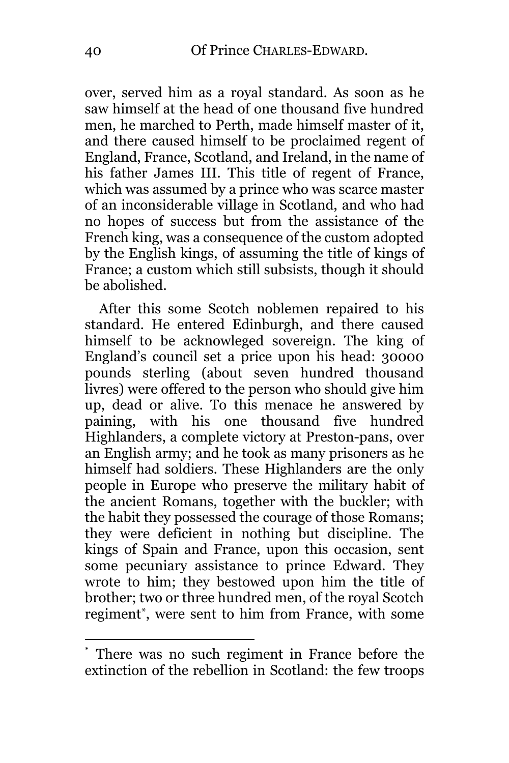over, served him as a royal standard. As soon as he saw himself at the head of one thousand five hundred men, he marched to Perth, made himself master of it, and there caused himself to be proclaimed regent of England, France, Scotland, and Ireland, in the name of his father James III. This title of regent of France, which was assumed by a prince who was scarce master of an inconsiderable village in Scotland, and who had no hopes of success but from the assistance of the French king, was a consequence of the custom adopted by the English kings, of assuming the title of kings of France; a custom which still subsists, though it should be abolished.

After this some Scotch noblemen repaired to his standard. He entered Edinburgh, and there caused himself to be acknowleged sovereign. The king of England's council set a price upon his head: 30000 pounds sterling (about seven hundred thousand livres) were offered to the person who should give him up, dead or alive. To this menace he answered by paining, with his one thousand five hundred Highlanders, a complete victory at Preston-pans, over an English army; and he took as many prisoners as he himself had soldiers. These Highlanders are the only people in Europe who preserve the military habit of the ancient Romans, together with the buckler; with the habit they possessed the courage of those Romans; they were deficient in nothing but discipline. The kings of Spain and France, upon this occasion, sent some pecuniary assistance to prince Edward. They wrote to him; they bestowed upon him the title of brother; two or three hundred men, of the royal Scotch regiment*, were sent to him from France, with some

---

* There was no such regiment in France before the extinction of the rebellion in Scotland: the few troops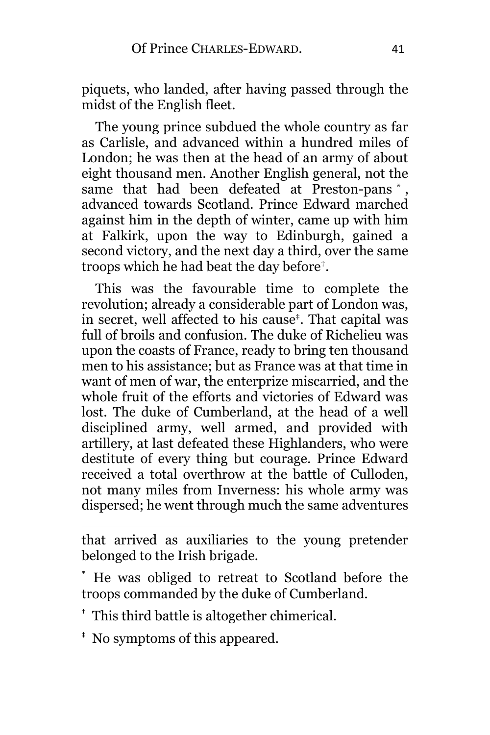piquets, who landed, after having passed through the midst of the English fleet.

The young prince subdued the whole country as far as Carlisle, and advanced within a hundred miles of London; he was then at the head of an army of about eight thousand men. Another English general, not the same that had been defeated at Preston-pans [*], advanced towards Scotland. Prince Edward marched against him in the depth of winter, came up with him at Falkirk, upon the way to Edinburgh, gained a second victory, and the next day a third, over the same troops which he had beat the day before[†].

This was the favourable time to complete the revolution; already a considerable part of London was, in secret, well affected to his cause[‡]. That capital was full of broils and confusion. The duke of Richelieu was upon the coasts of France, ready to bring ten thousand men to his assistance; but as France was at that time in want of men of war, the enterprize miscarried, and the whole fruit of the efforts and victories of Edward was lost. The duke of Cumberland, at the head of a well disciplined army, well armed, and provided with artillery, at last defeated these Highlanders, who were destitute of every thing but courage. Prince Edward received a total overthrow at the battle of Culloden, not many miles from Inverness: his whole army was dispersed; he went through much the same adventures

---

that arrived as auxiliaries to the young pretender belonged to the Irish brigade.

[*] He was obliged to retreat to Scotland before the troops commanded by the duke of Cumberland.

[†] This third battle is altogether chimerical.

[‡] No symptoms of this appeared.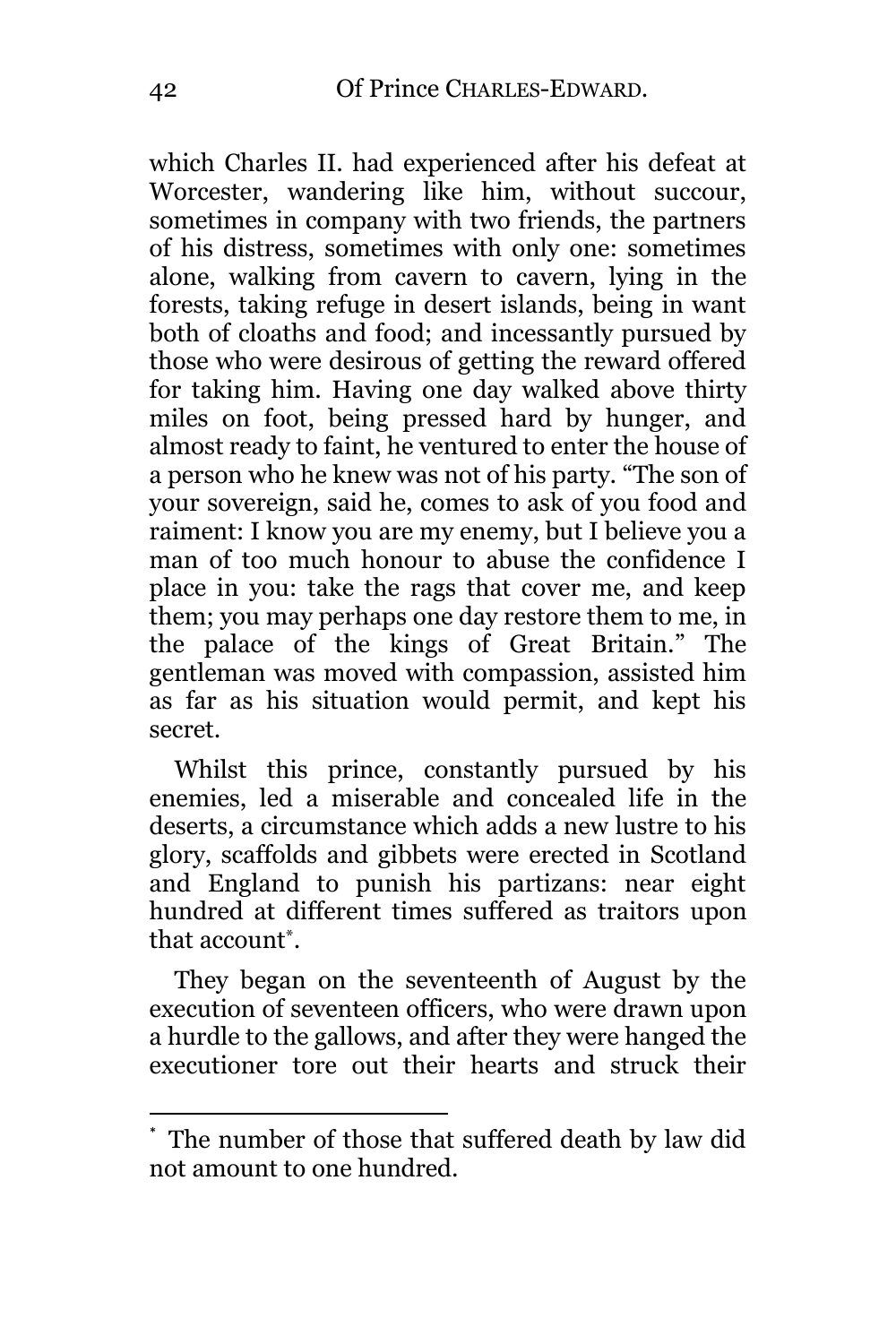which Charles II. had experienced after his defeat at Worcester, wandering like him, without succour, sometimes in company with two friends, the partners of his distress, sometimes with only one: sometimes alone, walking from cavern to cavern, lying in the forests, taking refuge in desert islands, being in want both of cloaths and food; and incessantly pursued by those who were desirous of getting the reward offered for taking him. Having one day walked above thirty miles on foot, being pressed hard by hunger, and almost ready to faint, he ventured to enter the house of a person who he knew was not of his party. "The son of your sovereign, said he, comes to ask of you food and raiment: I know you are my enemy, but I believe you a man of too much honour to abuse the confidence I place in you: take the rags that cover me, and keep them; you may perhaps one day restore them to me, in the palace of the kings of Great Britain." The gentleman was moved with compassion, assisted him as far as his situation would permit, and kept his secret.

Whilst this prince, constantly pursued by his enemies, led a miserable and concealed life in the deserts, a circumstance which adds a new lustre to his glory, scaffolds and gibbets were erected in Scotland and England to punish his partizans: near eight hundred at different times suffered as traitors upon that account[*].

They began on the seventeenth of August by the execution of seventeen officers, who were drawn upon a hurdle to the gallows, and after they were hanged the executioner tore out their hearts and struck their

---

[*] The number of those that suffered death by law did not amount to one hundred.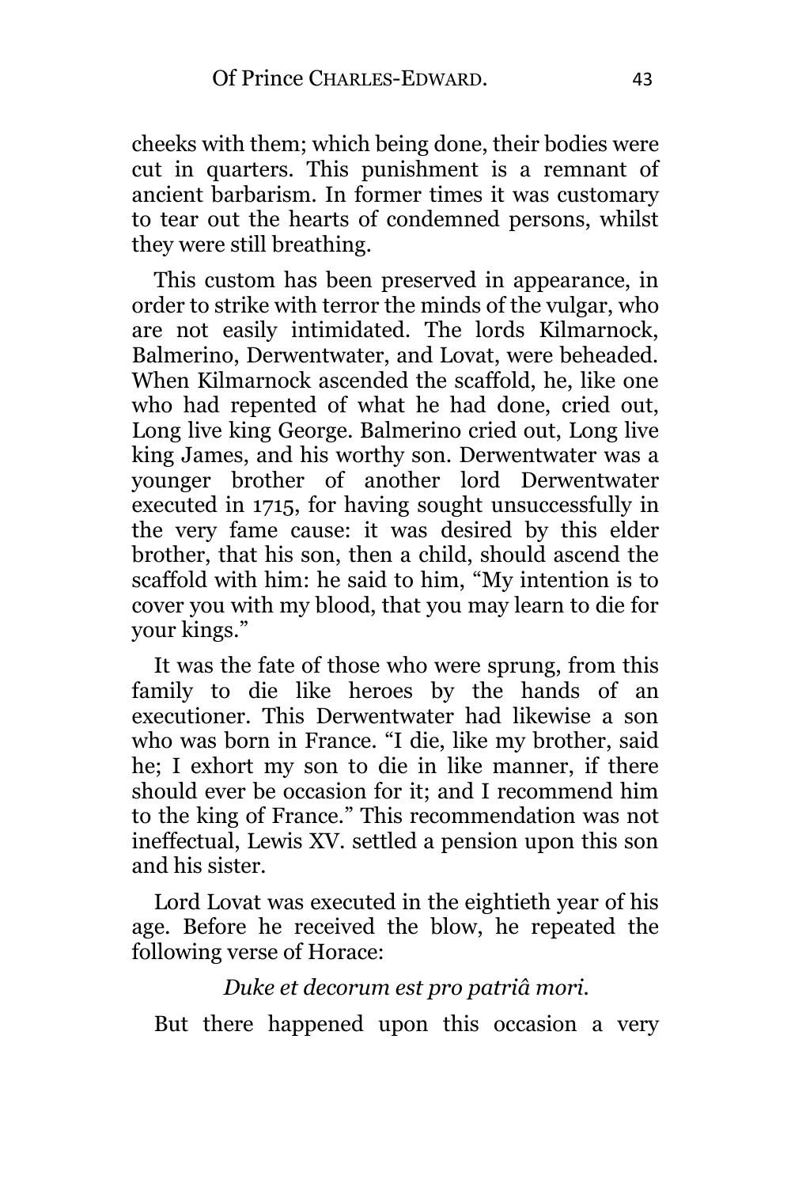cheeks with them; which being done, their bodies were cut in quarters. This punishment is a remnant of ancient barbarism. In former times it was customary to tear out the hearts of condemned persons, whilst they were still breathing.

This custom has been preserved in appearance, in order to strike with terror the minds of the vulgar, who are not easily intimidated. The lords Kilmarnock, Balmerino, Derwentwater, and Lovat, were beheaded. When Kilmarnock ascended the scaffold, he, like one who had repented of what he had done, cried out, Long live king George. Balmerino cried out, Long live king James, and his worthy son. Derwentwater was a younger brother of another lord Derwentwater executed in 1715, for having sought unsuccessfully in the very fame cause: it was desired by this elder brother, that his son, then a child, should ascend the scaffold with him: he said to him, "My intention is to cover you with my blood, that you may learn to die for your kings."

It was the fate of those who were sprung, from this family to die like heroes by the hands of an executioner. This Derwentwater had likewise a son who was born in France. "I die, like my brother, said he; I exhort my son to die in like manner, if there should ever be occasion for it; and I recommend him to the king of France." This recommendation was not ineffectual, Lewis XV. settled a pension upon this son and his sister.

Lord Lovat was executed in the eightieth year of his age. Before he received the blow, he repeated the following verse of Horace:

*Duke et decorum est pro patriâ mori.*

But there happened upon this occasion a very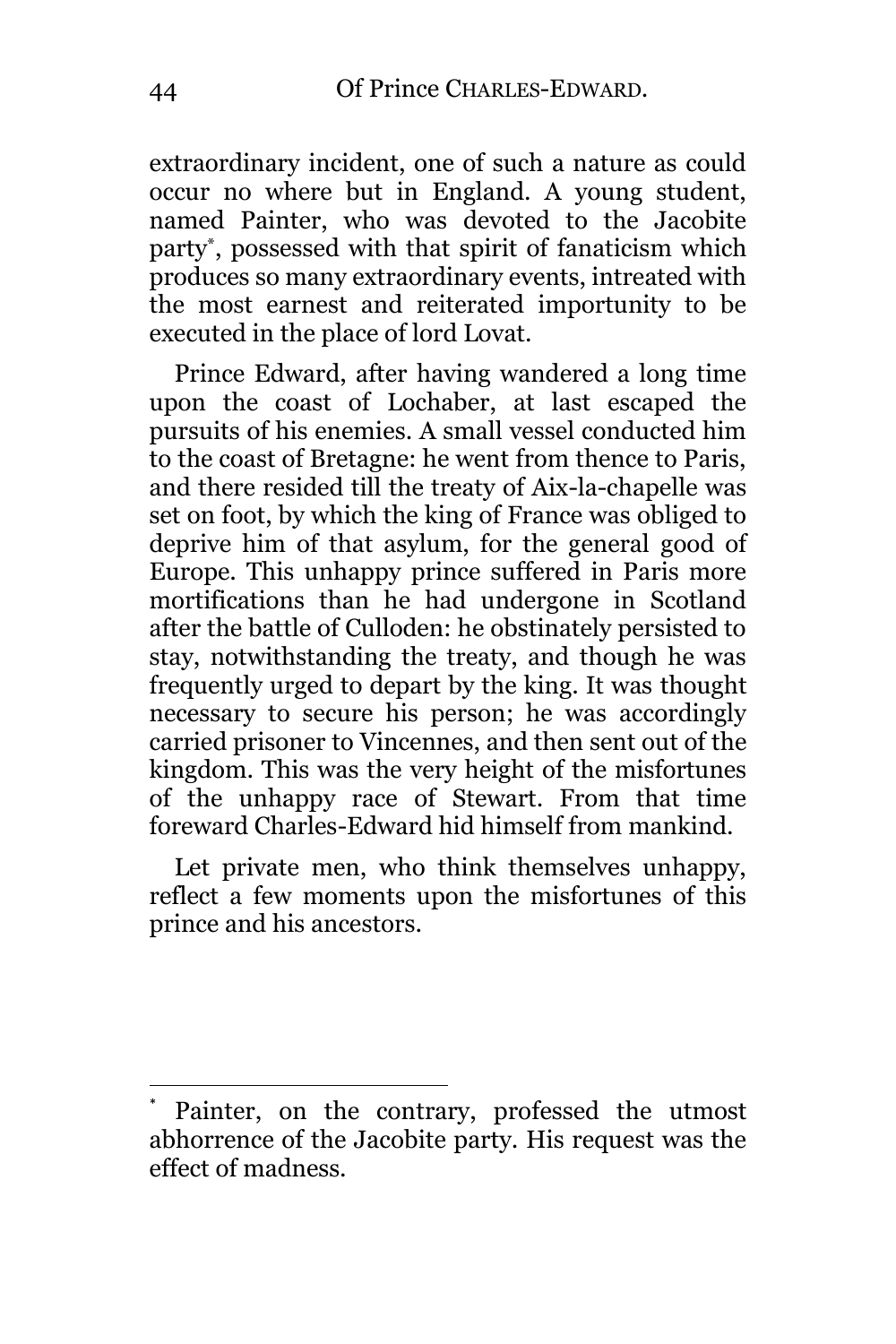extraordinary incident, one of such a nature as could occur no where but in England. A young student, named Painter, who was devoted to the Jacobite party*, possessed with that spirit of fanaticism which produces so many extraordinary events, intreated with the most earnest and reiterated importunity to be executed in the place of lord Lovat.

Prince Edward, after having wandered a long time upon the coast of Lochaber, at last escaped the pursuits of his enemies. A small vessel conducted him to the coast of Bretagne: he went from thence to Paris, and there resided till the treaty of Aix-la-chapelle was set on foot, by which the king of France was obliged to deprive him of that asylum, for the general good of Europe. This unhappy prince suffered in Paris more mortifications than he had undergone in Scotland after the battle of Culloden: he obstinately persisted to stay, notwithstanding the treaty, and though he was frequently urged to depart by the king. It was thought necessary to secure his person; he was accordingly carried prisoner to Vincennes, and then sent out of the kingdom. This was the very height of the misfortunes of the unhappy race of Stewart. From that time foreward Charles-Edward hid himself from mankind.

Let private men, who think themselves unhappy, reflect a few moments upon the misfortunes of this prince and his ancestors.

---

* Painter, on the contrary, professed the utmost abhorrence of the Jacobite party. His request was the effect of madness.